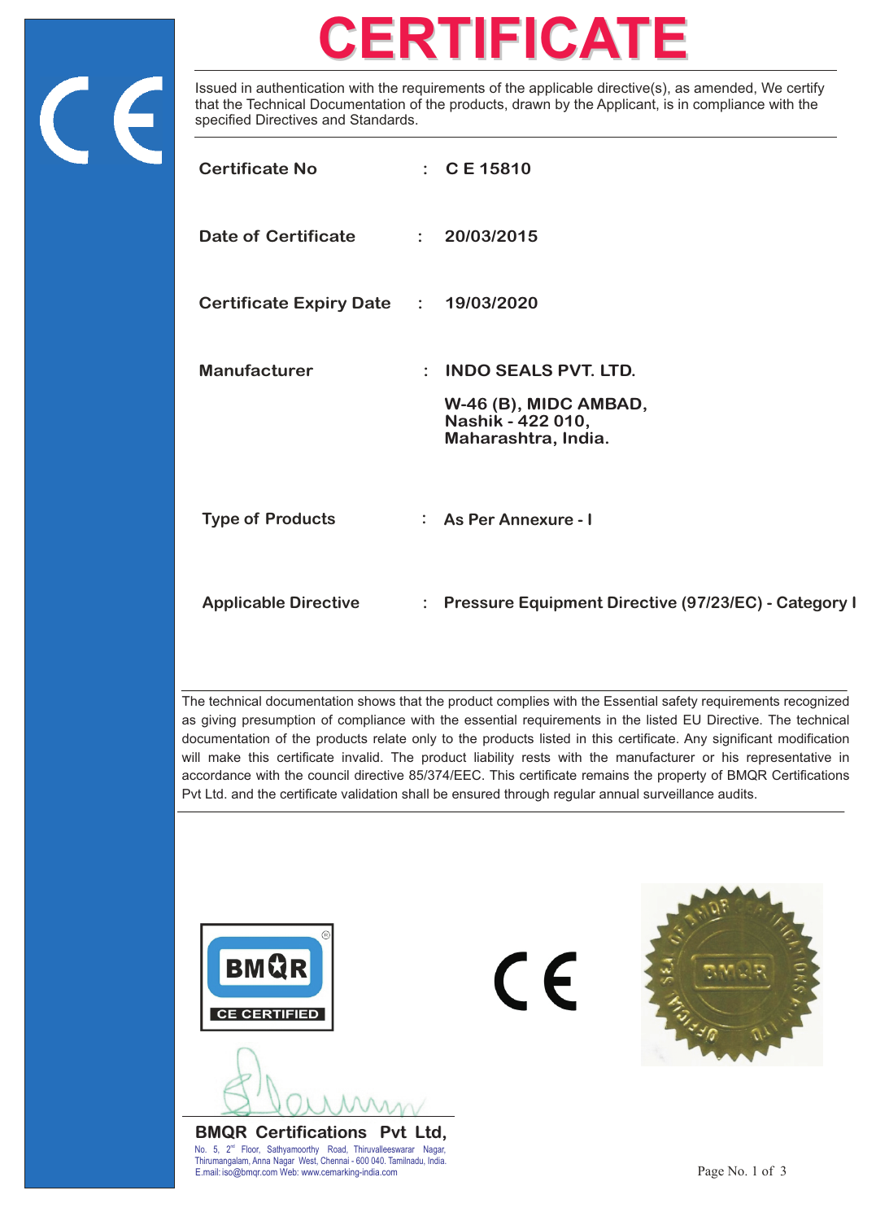# CERTIFICATE

Issued in authentication with the requirements of the applicable directive(s), as amended, We certify that the Technical Documentation of the products, drawn by the Applicant, is in compliance with the specified Directives and Standards.

**Certificate No** : **C E 15810**

**Date of Certificate** : **20/03/2015**

**Certificate Expiry Date** : **19/03/2020**

**Manufacturer** : **INDO SEALS PVT. LTD.**

**W-46 (B), MIDC AMBAD,**
**Nashik - 422 010,**
**Maharashtra, India.**

**Type of Products** : **As Per Annexure - I**

**Applicable Directive** : **Pressure Equipment Directive (97/23/EC) - Category I**

The technical documentation shows that the product complies with the Essential safety requirements recognized as giving presumption of compliance with the essential requirements in the listed EU Directive. The technical documentation of the products relate only to the products listed in this certificate. Any significant modification will make this certificate invalid. The product liability rests with the manufacturer or his representative in accordance with the council directive 85/374/EEC. This certificate remains the property of BMQR Certifications Pvt Ltd. and the certificate validation shall be ensured through regular annual surveillance audits.

BMQR CE CERTIFIED

**BMQR Certifications Pvt Ltd,**
No. 5, 2nd Floor, Sathyamoorthy Road, Thiruvalleeswarar Nagar, Thirumangalam, Anna Nagar West, Chennai - 600 040. Tamilnadu, India.
E.mail: iso@bmqr.com Web: www.cemarking-india.com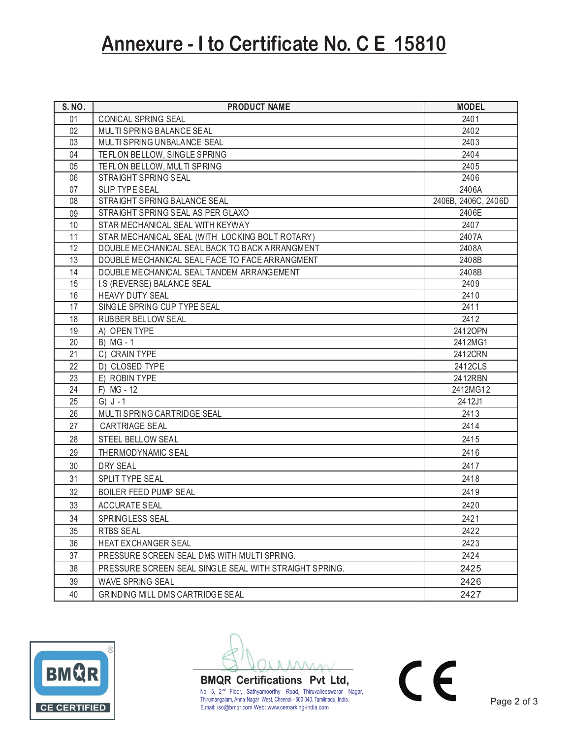# Annexure - I to Certificate No. C E 15810

| S. NO. | PRODUCT NAME | MODEL |
|---|---|---|
| 01 | CONICAL SPRING SEAL | 2401 |
| 02 | MULTI SPRING BALANCE SEAL | 2402 |
| 03 | MULTI SPRING UNBALANCE SEAL | 2403 |
| 04 | TEFLON BELLOW, SINGLE SPRING | 2404 |
| 05 | TEFLON BELLOW, MULTI SPRING | 2405 |
| 06 | STRAIGHT SPRING SEAL | 2406 |
| 07 | SLIP TYPE SEAL | 2406A |
| 08 | STRAIGHT SPRING BALANCE SEAL | 2406B, 2406C, 2406D |
| 09 | STRAIGHT SPRING SEAL AS PER GLAXO | 2406E |
| 10 | STAR MECHANICAL SEAL WITH KEYWAY | 2407 |
| 11 | STAR MECHANICAL SEAL (WITH LOCKING BOLT ROTARY) | 2407A |
| 12 | DOUBLE MECHANICAL SEAL BACK TO BACK ARRANGMENT | 2408A |
| 13 | DOUBLE MECHANICAL SEAL FACE TO FACE ARRANGMENT | 2408B |
| 14 | DOUBLE MECHANICAL SEAL TANDEM ARRANGEMENT | 2408B |
| 15 | I.S (REVERSE) BALANCE SEAL | 2409 |
| 16 | HEAVY DUTY SEAL | 2410 |
| 17 | SINGLE SPRING CUP TYPE SEAL | 2411 |
| 18 | RUBBER BELLOW SEAL | 2412 |
| 19 | A) OPEN TYPE | 2412OPN |
| 20 | B) MG - 1 | 2412MG1 |
| 21 | C) CRAIN TYPE | 2412CRN |
| 22 | D) CLOSED TYPE | 2412CLS |
| 23 | E) ROBIN TYPE | 2412RBN |
| 24 | F) MG - 12 | 2412MG12 |
| 25 | G) J - 1 | 2412J1 |
| 26 | MULTI SPRING CARTRIDGE SEAL | 2413 |
| 27 | CARTRIAGE SEAL | 2414 |
| 28 | STEEL BELLOW SEAL | 2415 |
| 29 | THERMODYNAMIC SEAL | 2416 |
| 30 | DRY SEAL | 2417 |
| 31 | SPLIT TYPE SEAL | 2418 |
| 32 | BOILER FEED PUMP SEAL | 2419 |
| 33 | ACCURATE SEAL | 2420 |
| 34 | SPRINGLESS SEAL | 2421 |
| 35 | RTBS SEAL | 2422 |
| 36 | HEAT EXCHANGER SEAL | 2423 |
| 37 | PRESSURE SCREEN SEAL DMS WITH MULTI SPRING. | 2424 |
| 38 | PRESSURE SCREEN SEAL SINGLE SEAL WITH STRAIGHT SPRING. | 2425 |
| 39 | WAVE SPRING SEAL | 2426 |
| 40 | GRINDING MILL DMS CARTRIDGE SEAL | 2427 |

BMQR CE CERTIFIED

**BMQR Certifications Pvt Ltd,**
No. 5, 2nd Floor, Sathyamoorthy Road, Thiruvalleeswarar Nagar, Thirumangalam, Anna Nagar West, Chennai - 600 040. Tamilnadu, India.
E.mail: iso@bmqr.com Web: www.cemarking-india.com

CE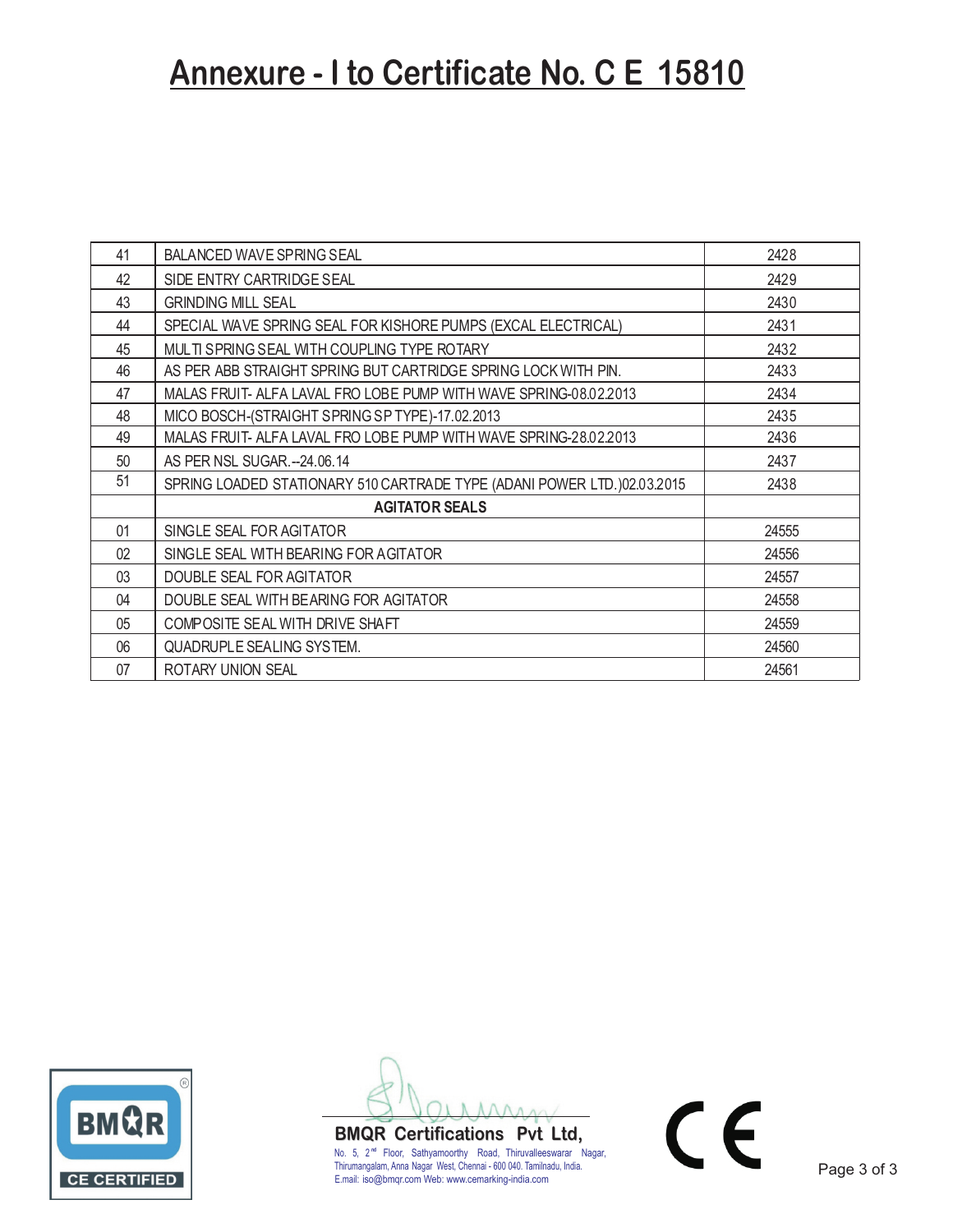# Annexure - I to Certificate No. C E 15810

| | | |
|---|---|---|
| 41 | BALANCED WAVE SPRING SEAL | 2428 |
| 42 | SIDE ENTRY CARTRIDGE SEAL | 2429 |
| 43 | GRINDING MILL SEAL | 2430 |
| 44 | SPECIAL WAVE SPRING SEAL FOR KISHORE PUMPS (EXCAL ELECTRICAL) | 2431 |
| 45 | MULTI SPRING SEAL WITH COUPLING TYPE ROTARY | 2432 |
| 46 | AS PER ABB STRAIGHT SPRING BUT CARTRIDGE SPRING LOCK WITH PIN. | 2433 |
| 47 | MALAS FRUIT- ALFA LAVAL FRO LOBE PUMP WITH WAVE SPRING-08.02.2013 | 2434 |
| 48 | MICO BOSCH-(STRAIGHT SPRING SP TYPE)-17.02.2013 | 2435 |
| 49 | MALAS FRUIT- ALFA LAVAL FRO LOBE PUMP WITH WAVE SPRING-28.02.2013 | 2436 |
| 50 | AS PER NSL SUGAR.--24.06.14 | 2437 |
| 51 | SPRING LOADED STATIONARY 510 CARTRADE TYPE (ADANI POWER LTD.)02.03.2015 | 2438 |
| | **AGITATOR SEALS** | |
| 01 | SINGLE SEAL FOR AGITATOR | 24555 |
| 02 | SINGLE SEAL WITH BEARING FOR AGITATOR | 24556 |
| 03 | DOUBLE SEAL FOR AGITATOR | 24557 |
| 04 | DOUBLE SEAL WITH BEARING FOR AGITATOR | 24558 |
| 05 | COMPOSITE SEAL WITH DRIVE SHAFT | 24559 |
| 06 | QUADRUPLE SEALING SYSTEM. | 24560 |
| 07 | ROTARY UNION SEAL | 24561 |

BMQR CE CERTIFIED

**BMQR Certifications Pvt Ltd,**
No. 5, 2nd Floor, Sathyamoorthy Road, Thiruvalleeswarar Nagar, Thirumangalam, Anna Nagar West, Chennai - 600 040. Tamilnadu, India.
E.mail: iso@bmqr.com Web: www.cemarking-india.com

CE